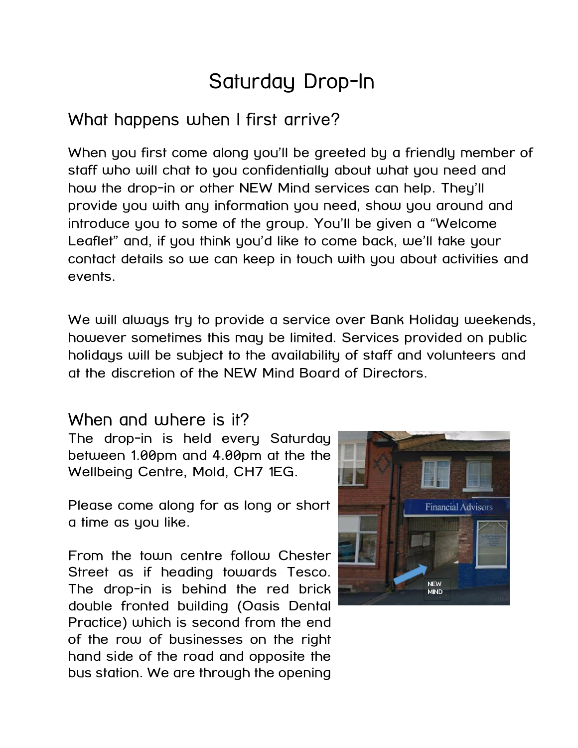# Saturday Drop-In

## What happens when I first arrive?

When you first come along you'll be greeted by a friendly member of staff who will chat to you confidentially about what you need and how the drop-in or other NEW Mind services can help. They'll provide you with any information you need, show you around and introduce you to some of the group. You'll be given a "Welcome Leaflet" and, if you think you'd like to come back, we'll take your contact details so we can keep in touch with you about activities and events.

We will always try to provide a service over Bank Holiday weekends, however sometimes this may be limited. Services provided on public holidays will be subject to the availability of staff and volunteers and at the discretion of the NEW Mind Board of Directors.

## When and where is it?

The drop-in is held every Saturday between 1.00pm and 4.00pm at the the Wellbeing Centre, Mold, CH7 1EG.

Please come along for as long or short a time as you like.

From the town centre follow Chester Street as if heading towards Tesco. The drop-in is behind the red brick double fronted building (Oasis Dental Practice) which is second from the end of the row of businesses on the right hand side of the road and opposite the bus station. We are through the opening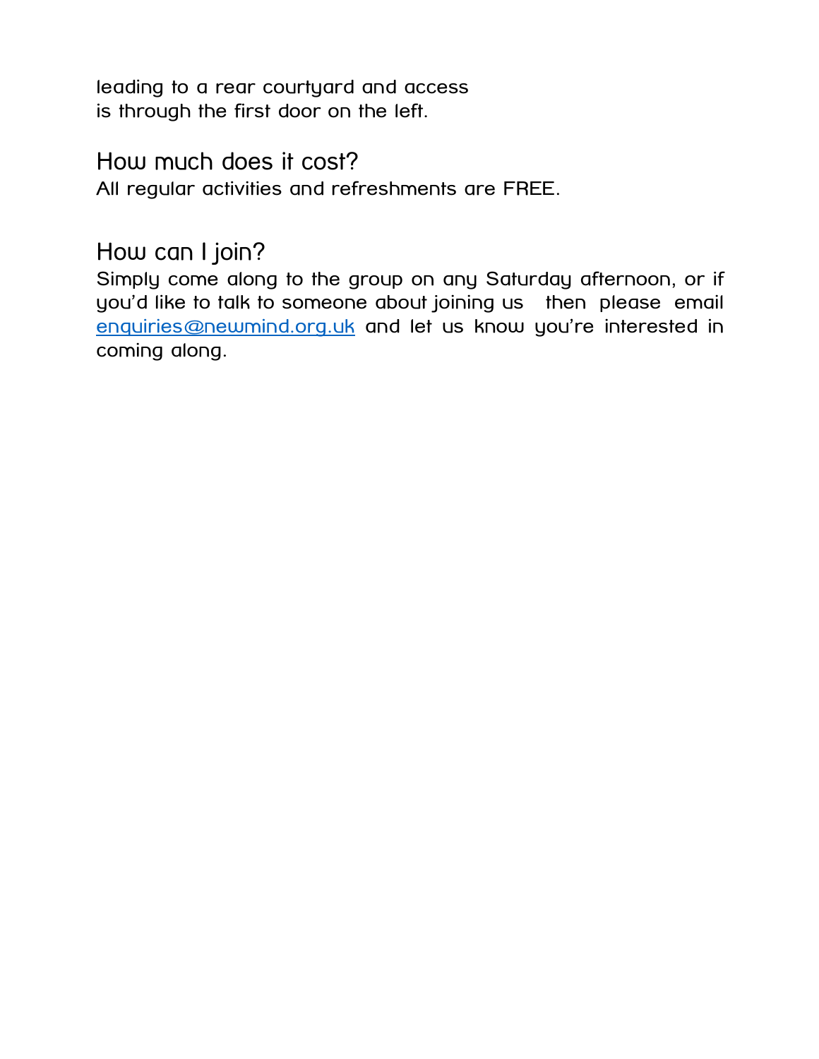leading to a rear courtyard and access is through the first door on the left.

## How much does it cost?

All regular activities and refreshments are FREE.

## How can I join?

Simply come along to the group on any Saturday afternoon, or if you'd like to talk to someone about joining us then please email enquiries@newmind.org.uk and let us know you're interested in coming along.